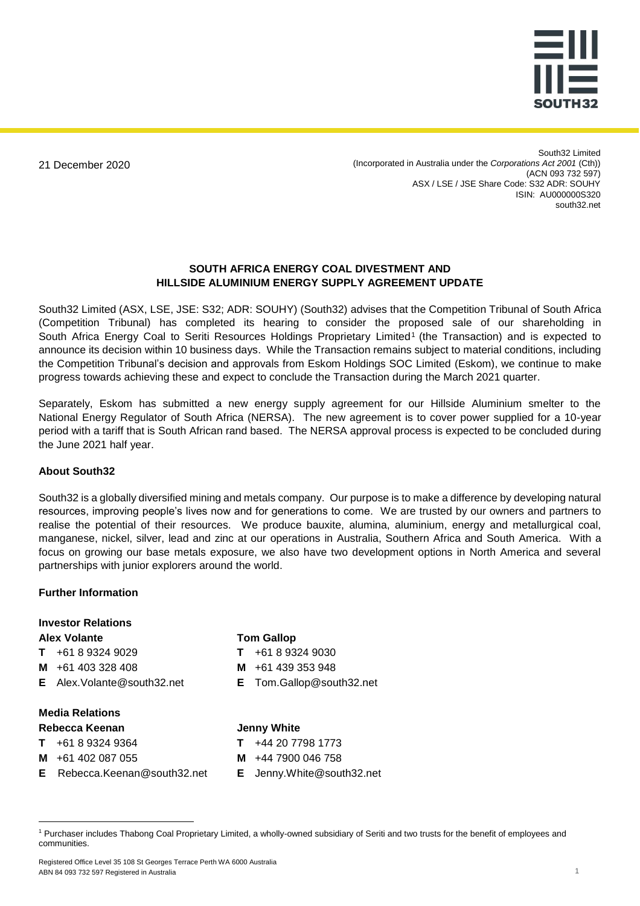21 December 2020

South32 Limited
(Incorporated in Australia under the *Corporations Act 2001* (Cth))
(ACN 093 732 597)
ASX / LSE / JSE Share Code: S32 ADR: SOUHY
ISIN: AU000000S320
south32.net

## SOUTH AFRICA ENERGY COAL DIVESTMENT AND HILLSIDE ALUMINIUM ENERGY SUPPLY AGREEMENT UPDATE

South32 Limited (ASX, LSE, JSE: S32; ADR: SOUHY) (South32) advises that the Competition Tribunal of South Africa (Competition Tribunal) has completed its hearing to consider the proposed sale of our shareholding in South Africa Energy Coal to Seriti Resources Holdings Proprietary Limited[1] (the Transaction) and is expected to announce its decision within 10 business days. While the Transaction remains subject to material conditions, including the Competition Tribunal's decision and approvals from Eskom Holdings SOC Limited (Eskom), we continue to make progress towards achieving these and expect to conclude the Transaction during the March 2021 quarter.

Separately, Eskom has submitted a new energy supply agreement for our Hillside Aluminium smelter to the National Energy Regulator of South Africa (NERSA). The new agreement is to cover power supplied for a 10-year period with a tariff that is South African rand based. The NERSA approval process is expected to be concluded during the June 2021 half year.

### About South32

South32 is a globally diversified mining and metals company. Our purpose is to make a difference by developing natural resources, improving people's lives now and for generations to come. We are trusted by our owners and partners to realise the potential of their resources. We produce bauxite, alumina, aluminium, energy and metallurgical coal, manganese, nickel, silver, lead and zinc at our operations in Australia, Southern Africa and South America. With a focus on growing our base metals exposure, we also have two development options in North America and several partnerships with junior explorers around the world.

### Further Information

**Investor Relations**

**Alex Volante**
**T** +61 8 9324 9029
**M** +61 403 328 408
**E** Alex.Volante@south32.net

**Tom Gallop**
**T** +61 8 9324 9030
**M** +61 439 353 948
**E** Tom.Gallop@south32.net

**Media Relations**

**Rebecca Keenan**
**T** +61 8 9324 9364
**M** +61 402 087 055
**E** Rebecca.Keenan@south32.net

**Jenny White**
**T** +44 20 7798 1773
**M** +44 7900 046 758
**E** Jenny.White@south32.net

[1] Purchaser includes Thabong Coal Proprietary Limited, a wholly-owned subsidiary of Seriti and two trusts for the benefit of employees and communities.

Registered Office Level 35 108 St Georges Terrace Perth WA 6000 Australia
ABN 84 093 732 597 Registered in Australia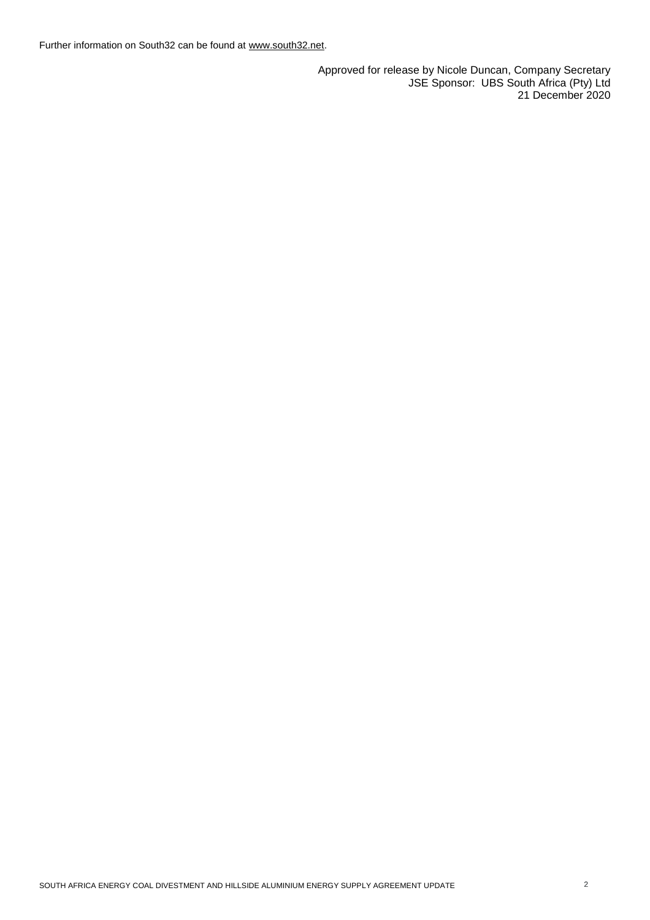Further information on South32 can be found at www.south32.net.

Approved for release by Nicole Duncan, Company Secretary
JSE Sponsor: UBS South Africa (Pty) Ltd
21 December 2020